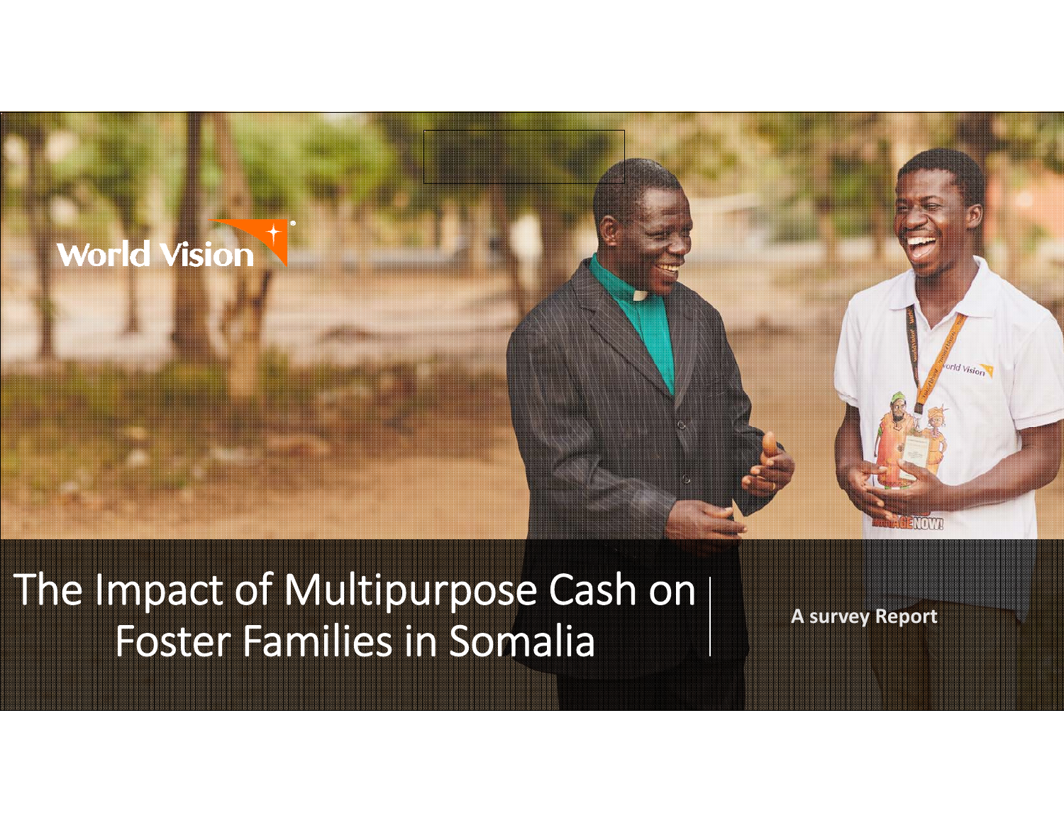World Vision

# The Impact of Multipurpose Cash on Foster Families in Somalia

**A survey Report**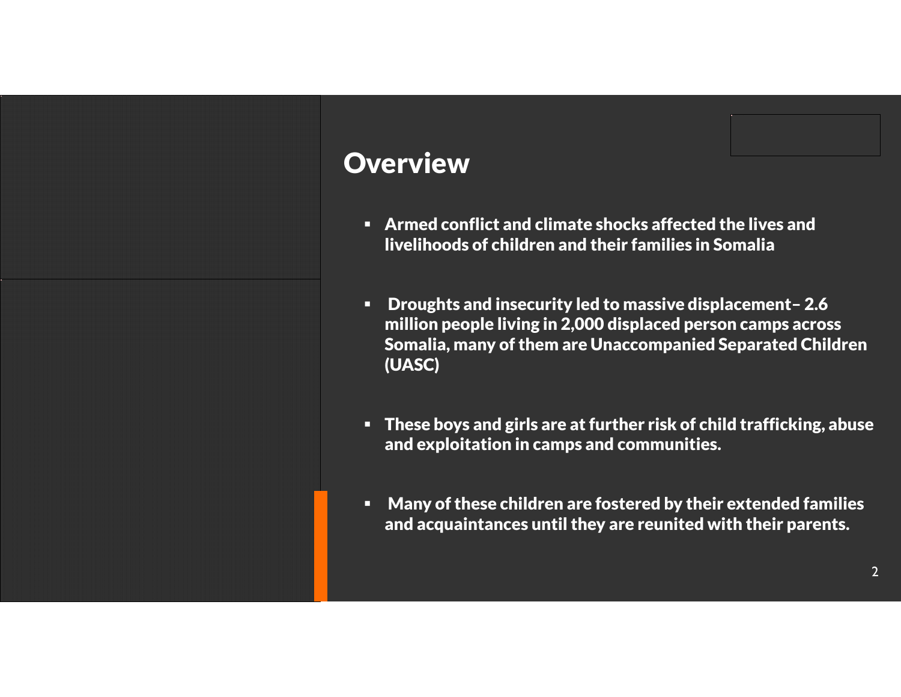# Overview

- **Armed conflict and climate shocks affected the lives and livelihoods of children and their families in Somalia**
- **Droughts and insecurity led to massive displacement– 2.6 million people living in 2,000 displaced person camps across Somalia, many of them are Unaccompanied Separated Children (UASC)**
- **These boys and girls are at further risk of child trafficking, abuse and exploitation in camps and communities.**
- **Many of these children are fostered by their extended families and acquaintances until they are reunited with their parents.**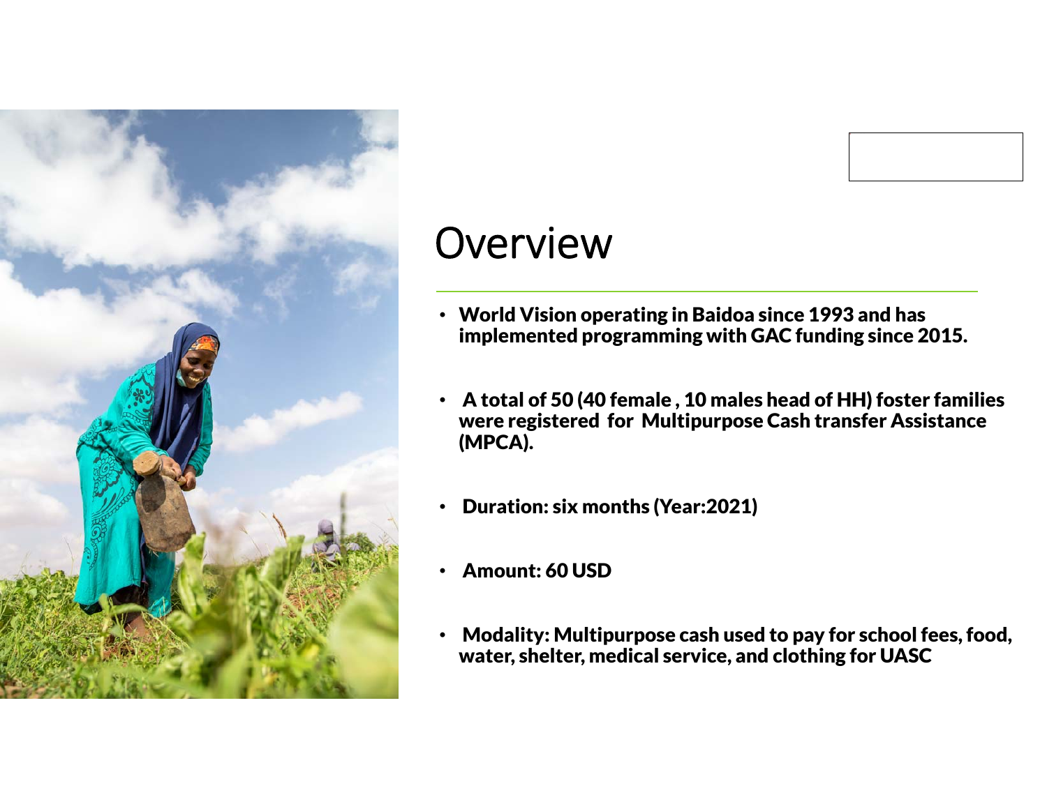# Overview

- **World Vision operating in Baidoa since 1993 and has implemented programming with GAC funding since 2015.**
- **A total of 50 (40 female , 10 males head of HH) foster families were registered for Multipurpose Cash transfer Assistance (MPCA).**
- **Duration: six months (Year:2021)**
- **Amount: 60 USD**
- **Modality: Multipurpose cash used to pay for school fees, food, water, shelter, medical service, and clothing for UASC**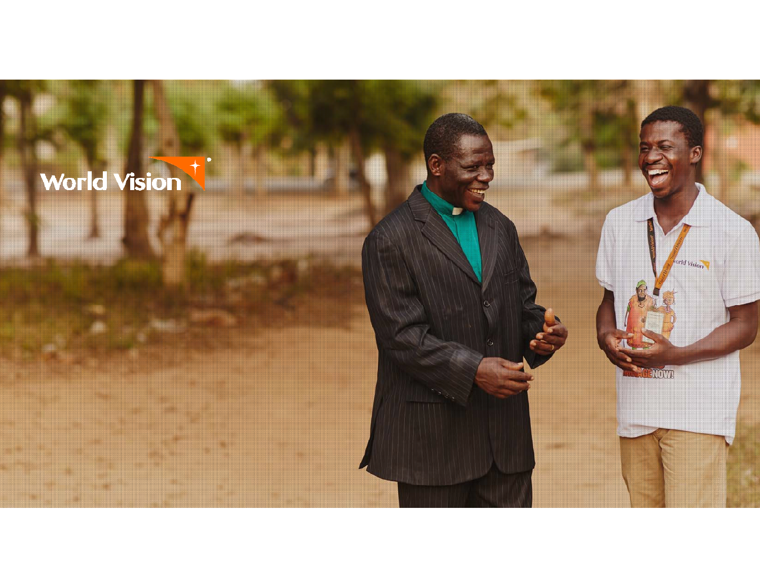World Vision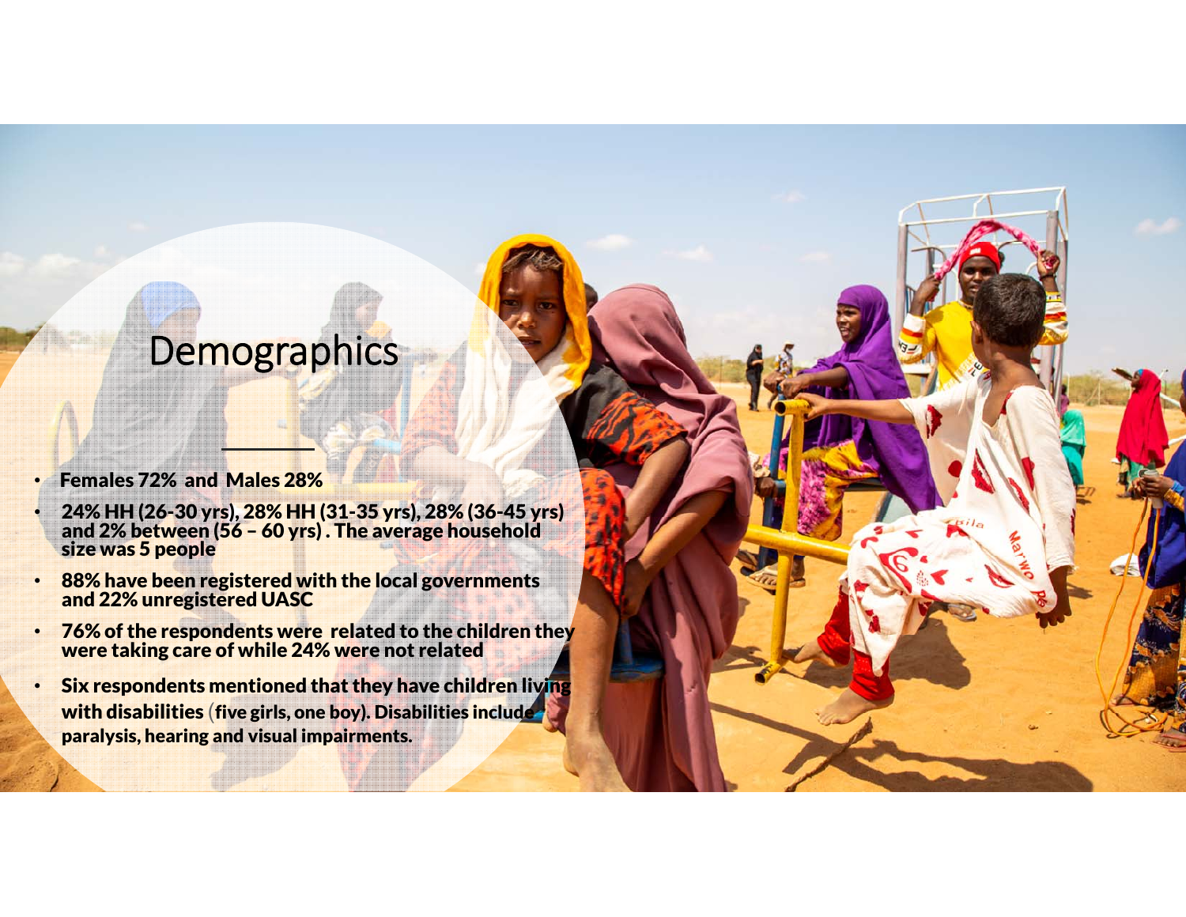# Demographics

- **Females 72% and Males 28%**
- **24% HH (26-30 yrs), 28% HH (31-35 yrs), 28% (36-45 yrs) and 2% between (56 – 60 yrs) . The average household size was 5 people**
- **88% have been registered with the local governments and 22% unregistered UASC**
- **76% of the respondents were related to the children they were taking care of while 24% were not related**
- **Six respondents mentioned that they have children living with disabilities (five girls, one boy). Disabilities include paralysis, hearing and visual impairments.**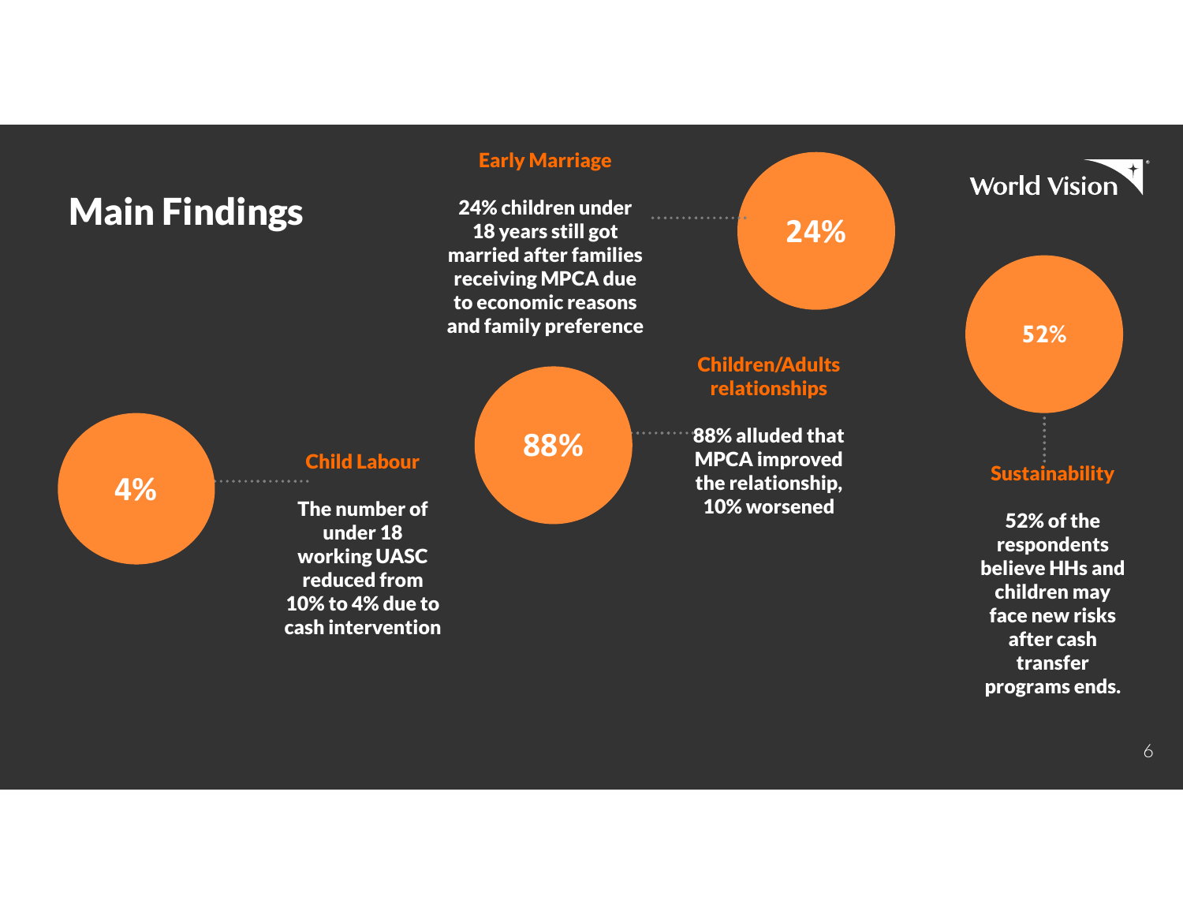# Main Findings

World Vision

## Early Marriage

24%

24% children under 18 years still got married after families receiving MPCA due to economic reasons and family preference

## Child Labour

4%

The number of under 18 working UASC reduced from 10% to 4% due to cash intervention

## Children/Adults relationships

88%

88% alluded that MPCA improved the relationship, 10% worsened

## Sustainability

52%

52% of the respondents believe HHs and children may face new risks after cash transfer programs ends.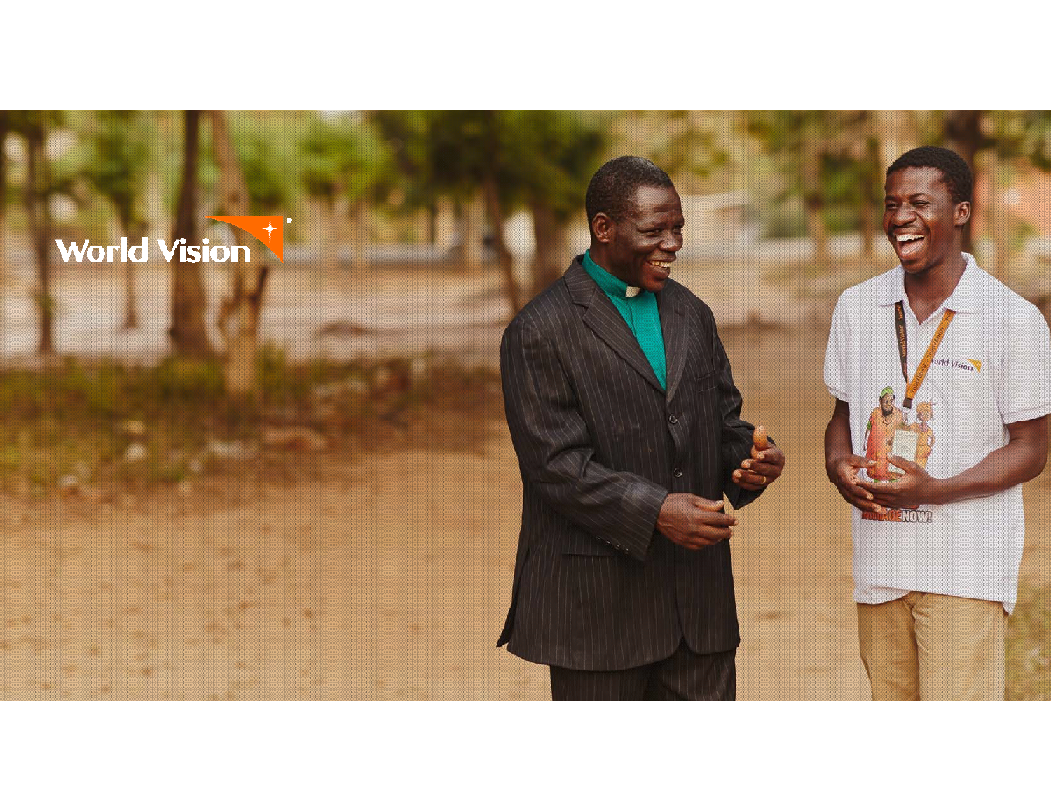World Vision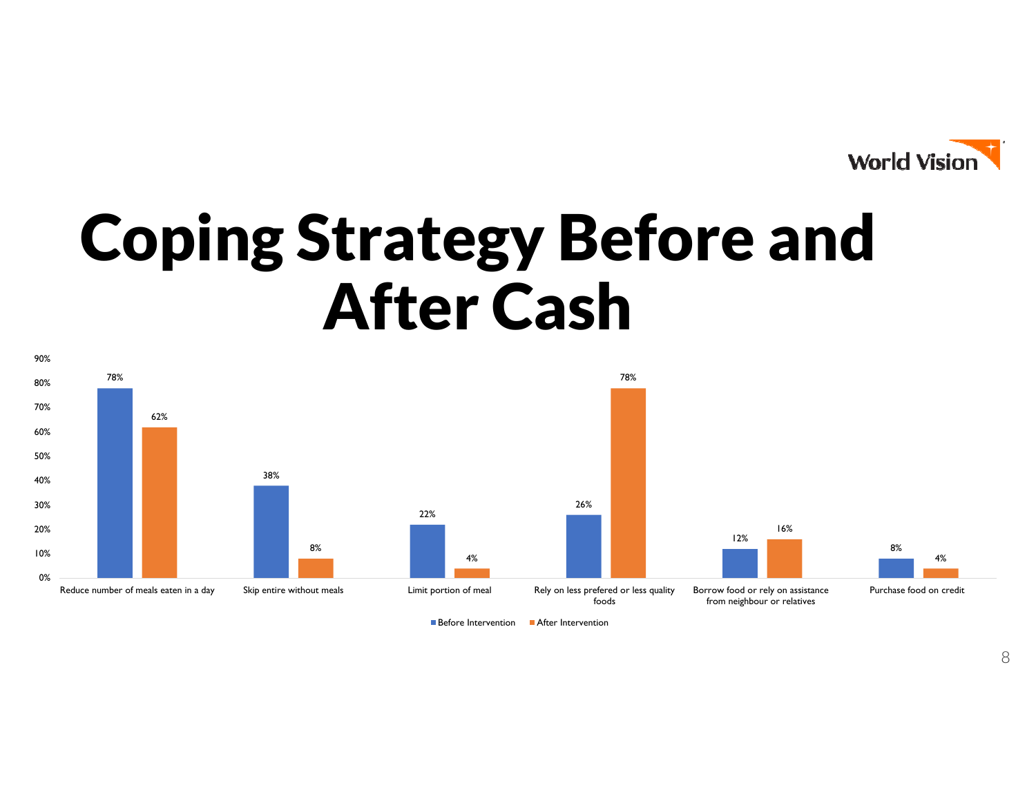World Vision

# Coping Strategy Before and After Cash

90%
80%
70%
60%
50%
40%
30%
20%
10%
0%

78%
62%
Reduce number of meals eaten in a day

38%
8%
Skip entire without meals

22%
4%
Limit portion of meal

26%
78%
Rely on less prefered or less quality foods

12%
16%
Borrow food or rely on assistance from neighbour or relatives

8%
4%
Purchase food on credit

Before Intervention
After Intervention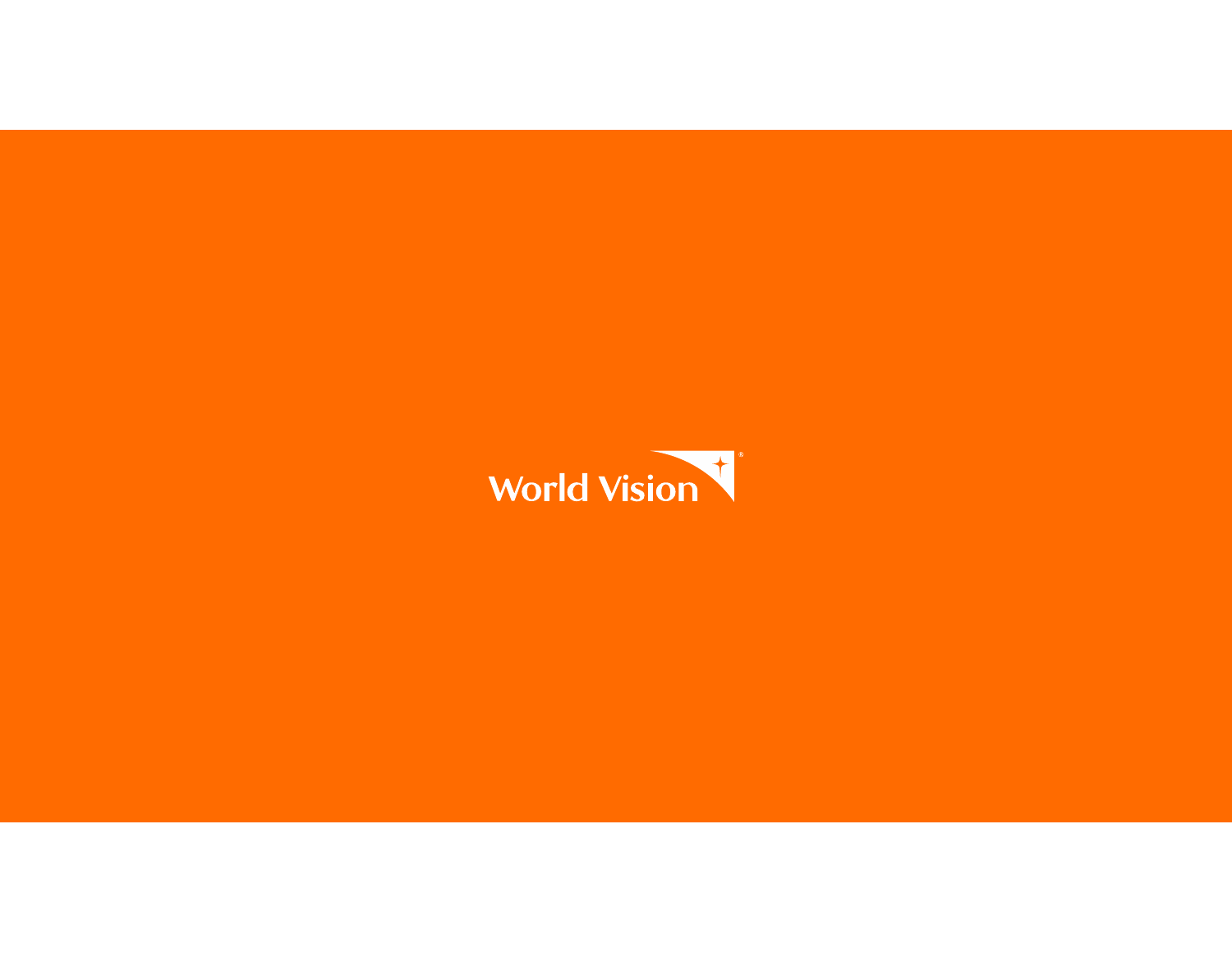World Vision®